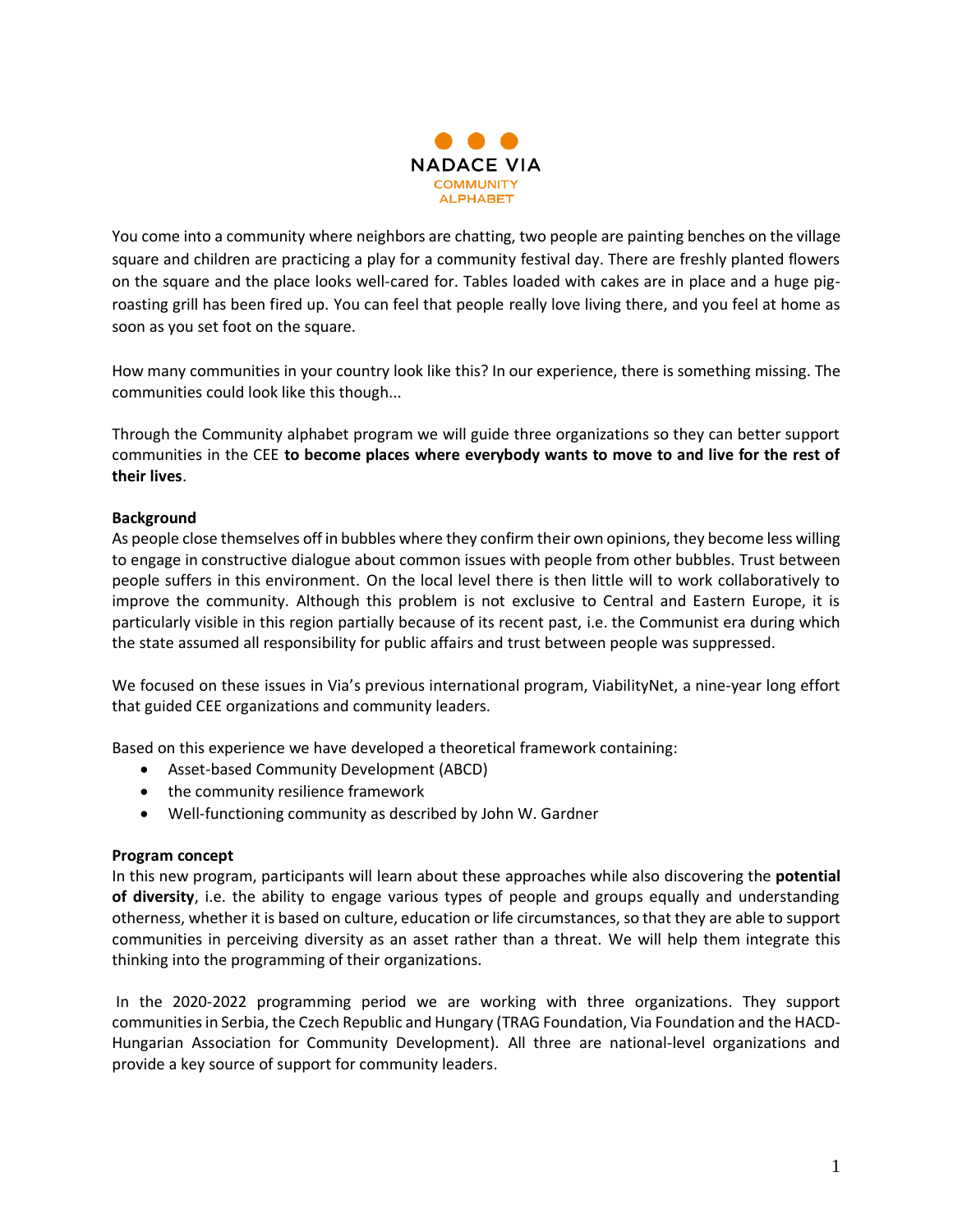NADACE VIA
COMMUNITY ALPHABET

You come into a community where neighbors are chatting, two people are painting benches on the village square and children are practicing a play for a community festival day. There are freshly planted flowers on the square and the place looks well-cared for. Tables loaded with cakes are in place and a huge pig-roasting grill has been fired up. You can feel that people really love living there, and you feel at home as soon as you set foot on the square.

How many communities in your country look like this? In our experience, there is something missing. The communities could look like this though...

Through the Community alphabet program we will guide three organizations so they can better support communities in the CEE **to become places where everybody wants to move to and live for the rest of their lives**.

**Background**

As people close themselves off in bubbles where they confirm their own opinions, they become less willing to engage in constructive dialogue about common issues with people from other bubbles. Trust between people suffers in this environment. On the local level there is then little will to work collaboratively to improve the community. Although this problem is not exclusive to Central and Eastern Europe, it is particularly visible in this region partially because of its recent past, i.e. the Communist era during which the state assumed all responsibility for public affairs and trust between people was suppressed.

We focused on these issues in Via's previous international program, ViabilityNet, a nine-year long effort that guided CEE organizations and community leaders.

Based on this experience we have developed a theoretical framework containing:

- Asset-based Community Development (ABCD)
- the community resilience framework
- Well-functioning community as described by John W. Gardner

**Program concept**

In this new program, participants will learn about these approaches while also discovering the **potential of diversity**, i.e. the ability to engage various types of people and groups equally and understanding otherness, whether it is based on culture, education or life circumstances, so that they are able to support communities in perceiving diversity as an asset rather than a threat. We will help them integrate this thinking into the programming of their organizations.

In the 2020-2022 programming period we are working with three organizations. They support communities in Serbia, the Czech Republic and Hungary (TRAG Foundation, Via Foundation and the HACD-Hungarian Association for Community Development). All three are national-level organizations and provide a key source of support for community leaders.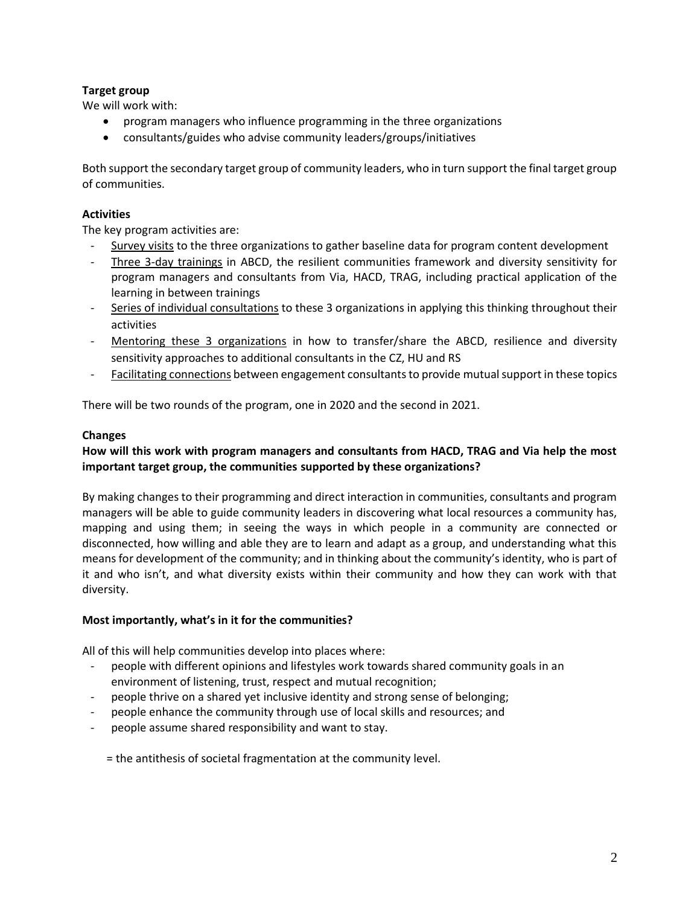**Target group**

We will work with:

- program managers who influence programming in the three organizations
- consultants/guides who advise community leaders/groups/initiatives

Both support the secondary target group of community leaders, who in turn support the final target group of communities.

**Activities**

The key program activities are:

- Survey visits to the three organizations to gather baseline data for program content development
- Three 3-day trainings in ABCD, the resilient communities framework and diversity sensitivity for program managers and consultants from Via, HACD, TRAG, including practical application of the learning in between trainings
- Series of individual consultations to these 3 organizations in applying this thinking throughout their activities
- Mentoring these 3 organizations in how to transfer/share the ABCD, resilience and diversity sensitivity approaches to additional consultants in the CZ, HU and RS
- Facilitating connections between engagement consultants to provide mutual support in these topics

There will be two rounds of the program, one in 2020 and the second in 2021.

**Changes**

**How will this work with program managers and consultants from HACD, TRAG and Via help the most important target group, the communities supported by these organizations?**

By making changes to their programming and direct interaction in communities, consultants and program managers will be able to guide community leaders in discovering what local resources a community has, mapping and using them; in seeing the ways in which people in a community are connected or disconnected, how willing and able they are to learn and adapt as a group, and understanding what this means for development of the community; and in thinking about the community's identity, who is part of it and who isn't, and what diversity exists within their community and how they can work with that diversity.

**Most importantly, what's in it for the communities?**

All of this will help communities develop into places where:

- people with different opinions and lifestyles work towards shared community goals in an environment of listening, trust, respect and mutual recognition;
- people thrive on a shared yet inclusive identity and strong sense of belonging;
- people enhance the community through use of local skills and resources; and
- people assume shared responsibility and want to stay.

= the antithesis of societal fragmentation at the community level.